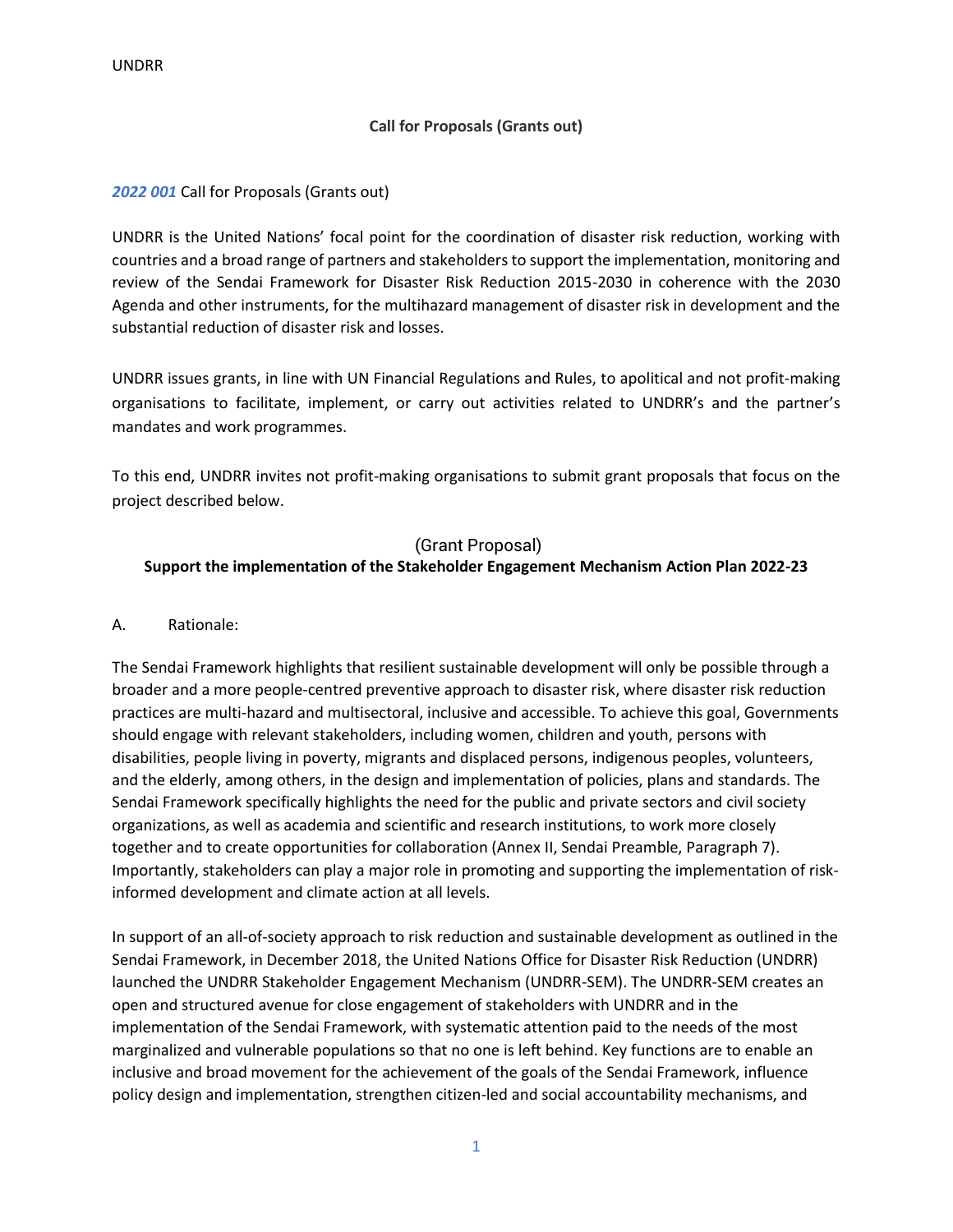UNDRR

**Call for Proposals (Grants out)**

*2022 001* Call for Proposals (Grants out)

UNDRR is the United Nations' focal point for the coordination of disaster risk reduction, working with countries and a broad range of partners and stakeholders to support the implementation, monitoring and review of the Sendai Framework for Disaster Risk Reduction 2015-2030 in coherence with the 2030 Agenda and other instruments, for the multihazard management of disaster risk in development and the substantial reduction of disaster risk and losses.

UNDRR issues grants, in line with UN Financial Regulations and Rules, to apolitical and not profit-making organisations to facilitate, implement, or carry out activities related to UNDRR's and the partner's mandates and work programmes.

To this end, UNDRR invites not profit-making organisations to submit grant proposals that focus on the project described below.

(Grant Proposal)

**Support the implementation of the Stakeholder Engagement Mechanism Action Plan 2022-23**

A. Rationale:

The Sendai Framework highlights that resilient sustainable development will only be possible through a broader and a more people-centred preventive approach to disaster risk, where disaster risk reduction practices are multi-hazard and multisectoral, inclusive and accessible. To achieve this goal, Governments should engage with relevant stakeholders, including women, children and youth, persons with disabilities, people living in poverty, migrants and displaced persons, indigenous peoples, volunteers, and the elderly, among others, in the design and implementation of policies, plans and standards. The Sendai Framework specifically highlights the need for the public and private sectors and civil society organizations, as well as academia and scientific and research institutions, to work more closely together and to create opportunities for collaboration (Annex II, Sendai Preamble, Paragraph 7). Importantly, stakeholders can play a major role in promoting and supporting the implementation of risk-informed development and climate action at all levels.

In support of an all-of-society approach to risk reduction and sustainable development as outlined in the Sendai Framework, in December 2018, the United Nations Office for Disaster Risk Reduction (UNDRR) launched the UNDRR Stakeholder Engagement Mechanism (UNDRR-SEM). The UNDRR-SEM creates an open and structured avenue for close engagement of stakeholders with UNDRR and in the implementation of the Sendai Framework, with systematic attention paid to the needs of the most marginalized and vulnerable populations so that no one is left behind. Key functions are to enable an inclusive and broad movement for the achievement of the goals of the Sendai Framework, influence policy design and implementation, strengthen citizen-led and social accountability mechanisms, and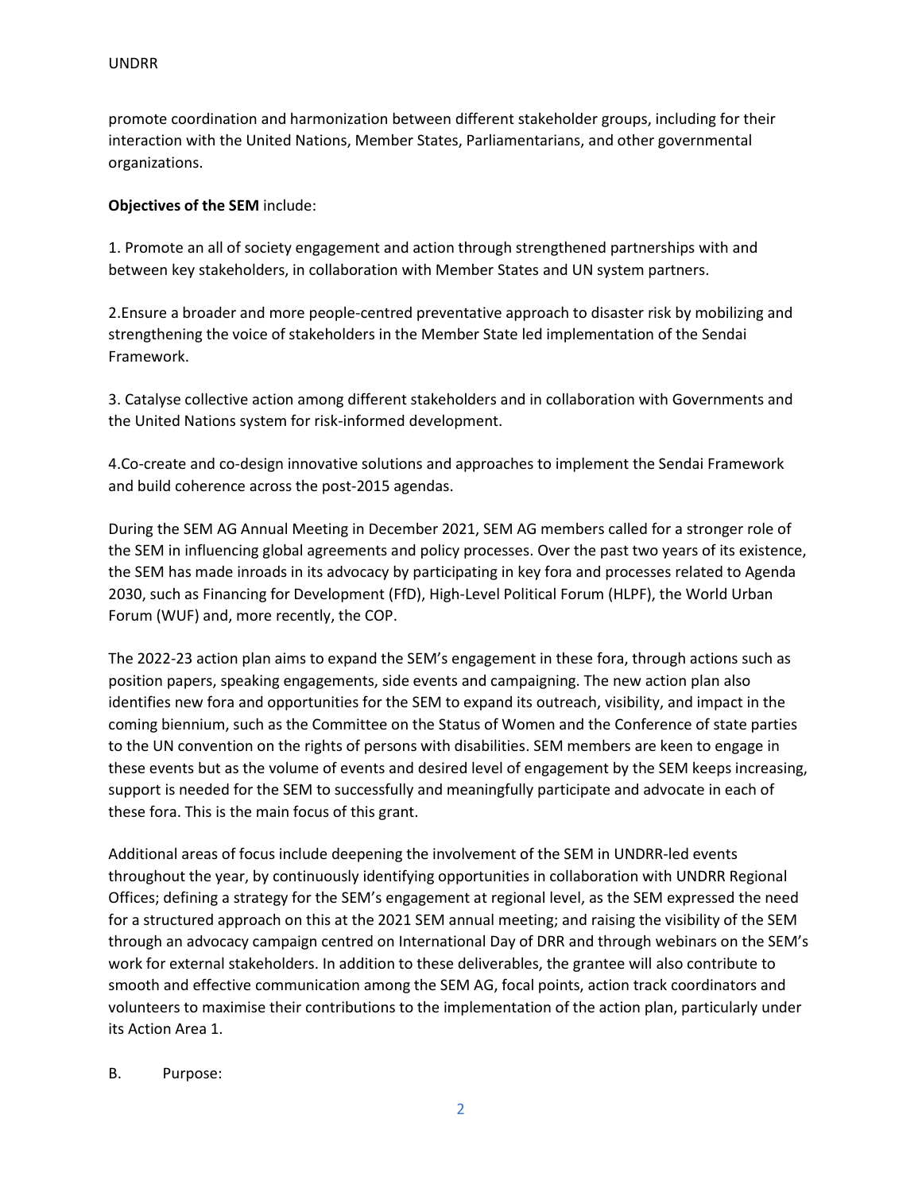promote coordination and harmonization between different stakeholder groups, including for their interaction with the United Nations, Member States, Parliamentarians, and other governmental organizations.

**Objectives of the SEM** include:

1. Promote an all of society engagement and action through strengthened partnerships with and between key stakeholders, in collaboration with Member States and UN system partners.

2.Ensure a broader and more people-centred preventative approach to disaster risk by mobilizing and strengthening the voice of stakeholders in the Member State led implementation of the Sendai Framework.

3. Catalyse collective action among different stakeholders and in collaboration with Governments and the United Nations system for risk-informed development.

4.Co-create and co-design innovative solutions and approaches to implement the Sendai Framework and build coherence across the post-2015 agendas.

During the SEM AG Annual Meeting in December 2021, SEM AG members called for a stronger role of the SEM in influencing global agreements and policy processes. Over the past two years of its existence, the SEM has made inroads in its advocacy by participating in key fora and processes related to Agenda 2030, such as Financing for Development (FfD), High-Level Political Forum (HLPF), the World Urban Forum (WUF) and, more recently, the COP.

The 2022-23 action plan aims to expand the SEM's engagement in these fora, through actions such as position papers, speaking engagements, side events and campaigning. The new action plan also identifies new fora and opportunities for the SEM to expand its outreach, visibility, and impact in the coming biennium, such as the Committee on the Status of Women and the Conference of state parties to the UN convention on the rights of persons with disabilities. SEM members are keen to engage in these events but as the volume of events and desired level of engagement by the SEM keeps increasing, support is needed for the SEM to successfully and meaningfully participate and advocate in each of these fora. This is the main focus of this grant.

Additional areas of focus include deepening the involvement of the SEM in UNDRR-led events throughout the year, by continuously identifying opportunities in collaboration with UNDRR Regional Offices; defining a strategy for the SEM's engagement at regional level, as the SEM expressed the need for a structured approach on this at the 2021 SEM annual meeting; and raising the visibility of the SEM through an advocacy campaign centred on International Day of DRR and through webinars on the SEM's work for external stakeholders. In addition to these deliverables, the grantee will also contribute to smooth and effective communication among the SEM AG, focal points, action track coordinators and volunteers to maximise their contributions to the implementation of the action plan, particularly under its Action Area 1.

B. Purpose: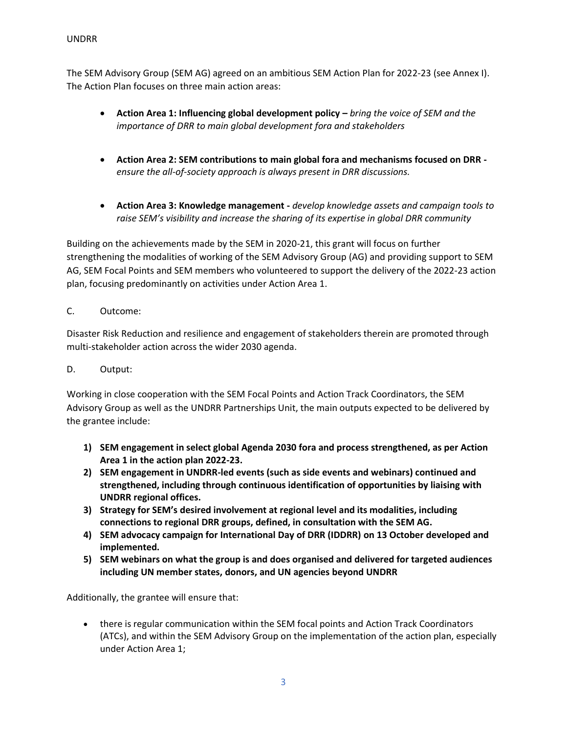The SEM Advisory Group (SEM AG) agreed on an ambitious SEM Action Plan for 2022-23 (see Annex I). The Action Plan focuses on three main action areas:

- **Action Area 1: Influencing global development policy –** *bring the voice of SEM and the importance of DRR to main global development fora and stakeholders*
- **Action Area 2: SEM contributions to main global fora and mechanisms focused on DRR -** *ensure the all-of-society approach is always present in DRR discussions.*
- **Action Area 3: Knowledge management -** *develop knowledge assets and campaign tools to raise SEM's visibility and increase the sharing of its expertise in global DRR community*

Building on the achievements made by the SEM in 2020-21, this grant will focus on further strengthening the modalities of working of the SEM Advisory Group (AG) and providing support to SEM AG, SEM Focal Points and SEM members who volunteered to support the delivery of the 2022-23 action plan, focusing predominantly on activities under Action Area 1.

C. Outcome:

Disaster Risk Reduction and resilience and engagement of stakeholders therein are promoted through multi-stakeholder action across the wider 2030 agenda.

D. Output:

Working in close cooperation with the SEM Focal Points and Action Track Coordinators, the SEM Advisory Group as well as the UNDRR Partnerships Unit, the main outputs expected to be delivered by the grantee include:

1) **SEM engagement in select global Agenda 2030 fora and process strengthened, as per Action Area 1 in the action plan 2022-23.**
2) **SEM engagement in UNDRR-led events (such as side events and webinars) continued and strengthened, including through continuous identification of opportunities by liaising with UNDRR regional offices.**
3) **Strategy for SEM's desired involvement at regional level and its modalities, including connections to regional DRR groups, defined, in consultation with the SEM AG.**
4) **SEM advocacy campaign for International Day of DRR (IDDRR) on 13 October developed and implemented.**
5) **SEM webinars on what the group is and does organised and delivered for targeted audiences including UN member states, donors, and UN agencies beyond UNDRR**

Additionally, the grantee will ensure that:

- there is regular communication within the SEM focal points and Action Track Coordinators (ATCs), and within the SEM Advisory Group on the implementation of the action plan, especially under Action Area 1;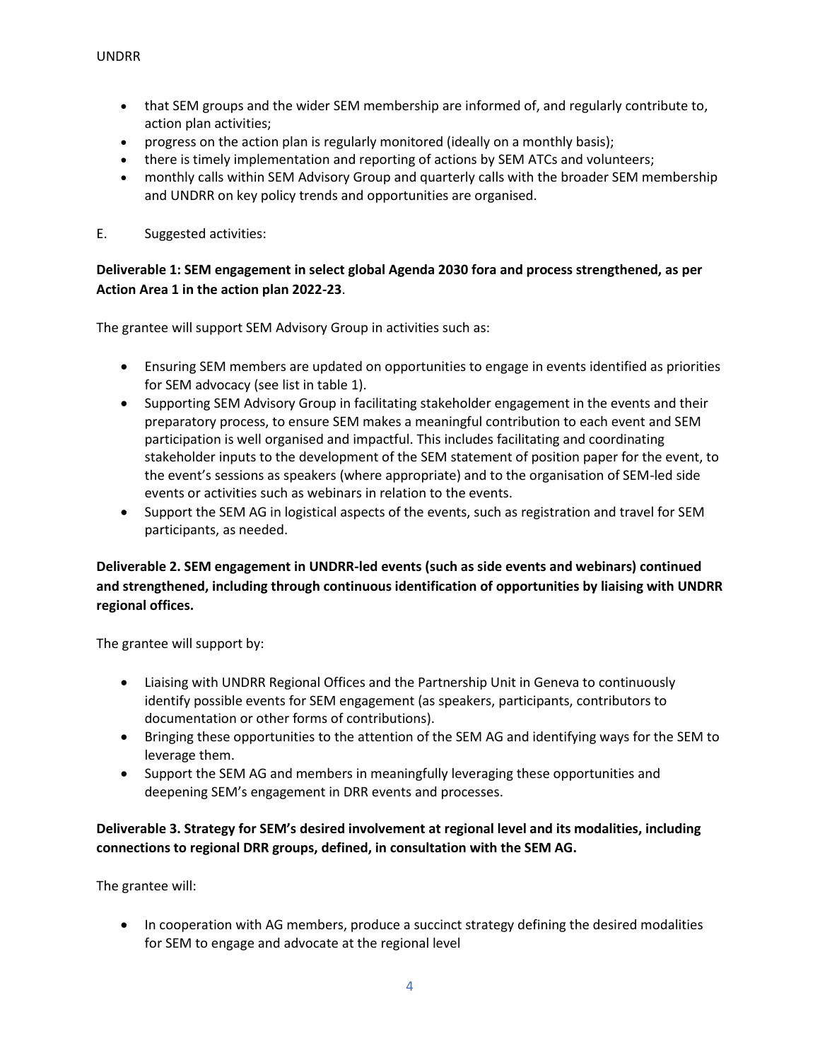- that SEM groups and the wider SEM membership are informed of, and regularly contribute to, action plan activities;
- progress on the action plan is regularly monitored (ideally on a monthly basis);
- there is timely implementation and reporting of actions by SEM ATCs and volunteers;
- monthly calls within SEM Advisory Group and quarterly calls with the broader SEM membership and UNDRR on key policy trends and opportunities are organised.

E. Suggested activities:

**Deliverable 1: SEM engagement in select global Agenda 2030 fora and process strengthened, as per Action Area 1 in the action plan 2022-23**.

The grantee will support SEM Advisory Group in activities such as:

- Ensuring SEM members are updated on opportunities to engage in events identified as priorities for SEM advocacy (see list in table 1).
- Supporting SEM Advisory Group in facilitating stakeholder engagement in the events and their preparatory process, to ensure SEM makes a meaningful contribution to each event and SEM participation is well organised and impactful. This includes facilitating and coordinating stakeholder inputs to the development of the SEM statement of position paper for the event, to the event's sessions as speakers (where appropriate) and to the organisation of SEM-led side events or activities such as webinars in relation to the events.
- Support the SEM AG in logistical aspects of the events, such as registration and travel for SEM participants, as needed.

**Deliverable 2. SEM engagement in UNDRR-led events (such as side events and webinars) continued and strengthened, including through continuous identification of opportunities by liaising with UNDRR regional offices.**

The grantee will support by:

- Liaising with UNDRR Regional Offices and the Partnership Unit in Geneva to continuously identify possible events for SEM engagement (as speakers, participants, contributors to documentation or other forms of contributions).
- Bringing these opportunities to the attention of the SEM AG and identifying ways for the SEM to leverage them.
- Support the SEM AG and members in meaningfully leveraging these opportunities and deepening SEM's engagement in DRR events and processes.

**Deliverable 3. Strategy for SEM's desired involvement at regional level and its modalities, including connections to regional DRR groups, defined, in consultation with the SEM AG.**

The grantee will:

- In cooperation with AG members, produce a succinct strategy defining the desired modalities for SEM to engage and advocate at the regional level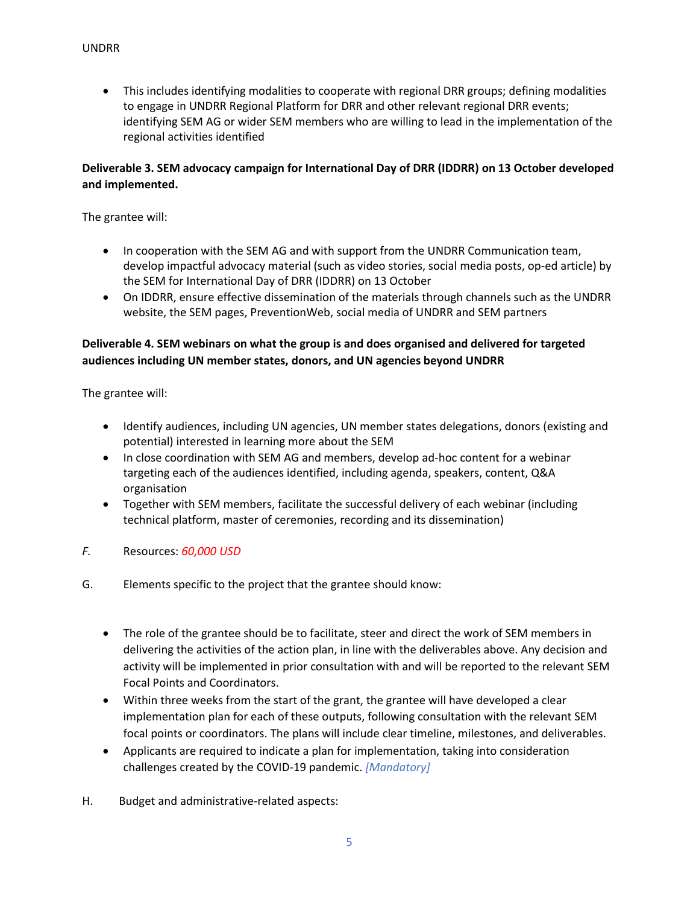- This includes identifying modalities to cooperate with regional DRR groups; defining modalities to engage in UNDRR Regional Platform for DRR and other relevant regional DRR events; identifying SEM AG or wider SEM members who are willing to lead in the implementation of the regional activities identified

**Deliverable 3. SEM advocacy campaign for International Day of DRR (IDDRR) on 13 October developed and implemented.**

The grantee will:

- In cooperation with the SEM AG and with support from the UNDRR Communication team, develop impactful advocacy material (such as video stories, social media posts, op-ed article) by the SEM for International Day of DRR (IDDRR) on 13 October
- On IDDRR, ensure effective dissemination of the materials through channels such as the UNDRR website, the SEM pages, PreventionWeb, social media of UNDRR and SEM partners

**Deliverable 4. SEM webinars on what the group is and does organised and delivered for targeted audiences including UN member states, donors, and UN agencies beyond UNDRR**

The grantee will:

- Identify audiences, including UN agencies, UN member states delegations, donors (existing and potential) interested in learning more about the SEM
- In close coordination with SEM AG and members, develop ad-hoc content for a webinar targeting each of the audiences identified, including agenda, speakers, content, Q&A organisation
- Together with SEM members, facilitate the successful delivery of each webinar (including technical platform, master of ceremonies, recording and its dissemination)

*F.* Resources: *60,000 USD*

G. Elements specific to the project that the grantee should know:

- The role of the grantee should be to facilitate, steer and direct the work of SEM members in delivering the activities of the action plan, in line with the deliverables above. Any decision and activity will be implemented in prior consultation with and will be reported to the relevant SEM Focal Points and Coordinators.
- Within three weeks from the start of the grant, the grantee will have developed a clear implementation plan for each of these outputs, following consultation with the relevant SEM focal points or coordinators. The plans will include clear timeline, milestones, and deliverables.
- Applicants are required to indicate a plan for implementation, taking into consideration challenges created by the COVID-19 pandemic. *[Mandatory]*

H. Budget and administrative-related aspects: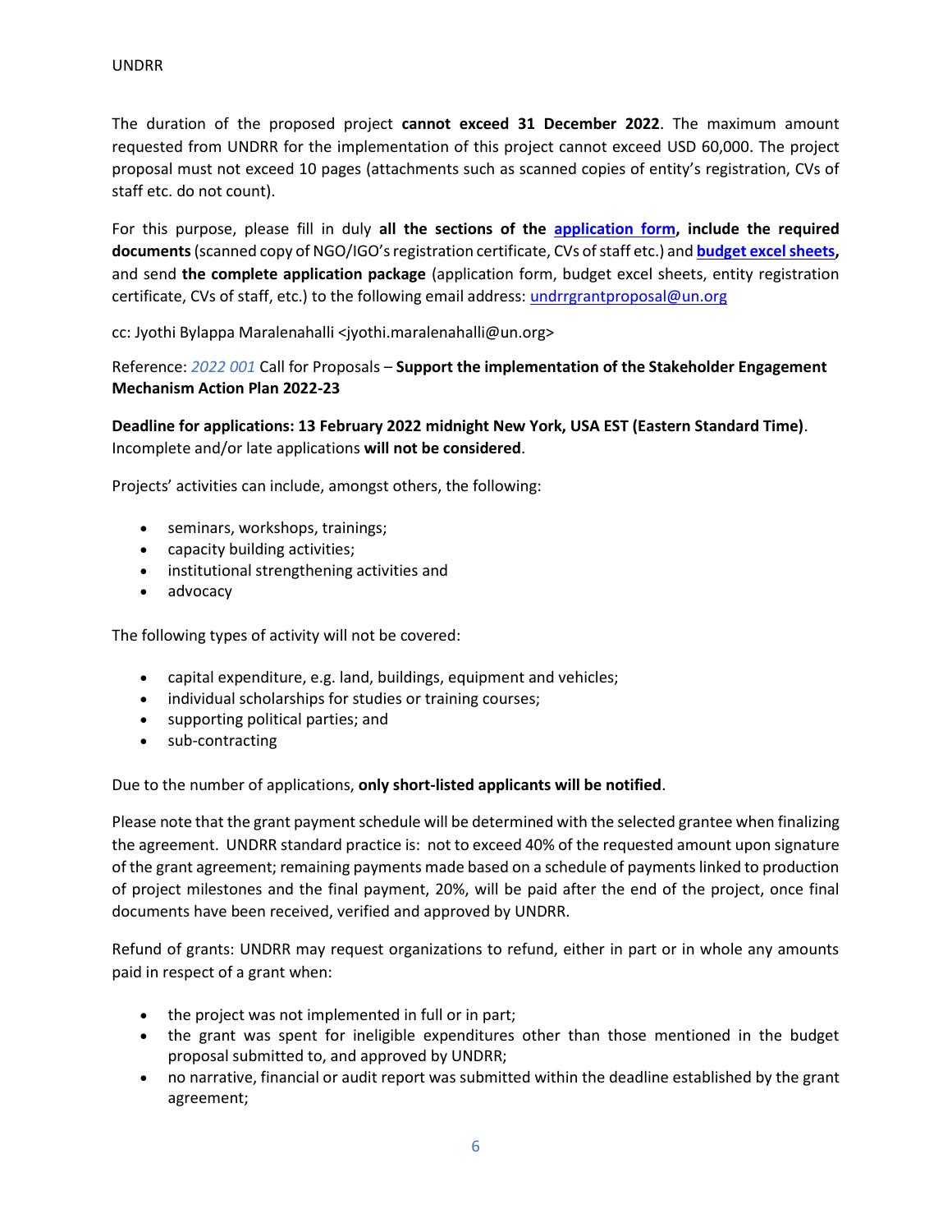The duration of the proposed project **cannot exceed 31 December 2022**. The maximum amount requested from UNDRR for the implementation of this project cannot exceed USD 60,000. The project proposal must not exceed 10 pages (attachments such as scanned copies of entity's registration, CVs of staff etc. do not count).

For this purpose, please fill in duly **all the sections of the [application form](), include the required documents** (scanned copy of NGO/IGO's registration certificate, CVs of staff etc.) and **[budget excel sheets](),** and send **the complete application package** (application form, budget excel sheets, entity registration certificate, CVs of staff, etc.) to the following email address: undrrgrantproposal@un.org

cc: Jyothi Bylappa Maralenahalli <jyothi.maralenahalli@un.org>

Reference: *2022 001* Call for Proposals – **Support the implementation of the Stakeholder Engagement Mechanism Action Plan 2022-23**

**Deadline for applications: 13 February 2022 midnight New York, USA EST (Eastern Standard Time)**. Incomplete and/or late applications **will not be considered**.

Projects' activities can include, amongst others, the following:

- seminars, workshops, trainings;
- capacity building activities;
- institutional strengthening activities and
- advocacy

The following types of activity will not be covered:

- capital expenditure, e.g. land, buildings, equipment and vehicles;
- individual scholarships for studies or training courses;
- supporting political parties; and
- sub-contracting

Due to the number of applications, **only short-listed applicants will be notified**.

Please note that the grant payment schedule will be determined with the selected grantee when finalizing the agreement. UNDRR standard practice is: not to exceed 40% of the requested amount upon signature of the grant agreement; remaining payments made based on a schedule of payments linked to production of project milestones and the final payment, 20%, will be paid after the end of the project, once final documents have been received, verified and approved by UNDRR.

Refund of grants: UNDRR may request organizations to refund, either in part or in whole any amounts paid in respect of a grant when:

- the project was not implemented in full or in part;
- the grant was spent for ineligible expenditures other than those mentioned in the budget proposal submitted to, and approved by UNDRR;
- no narrative, financial or audit report was submitted within the deadline established by the grant agreement;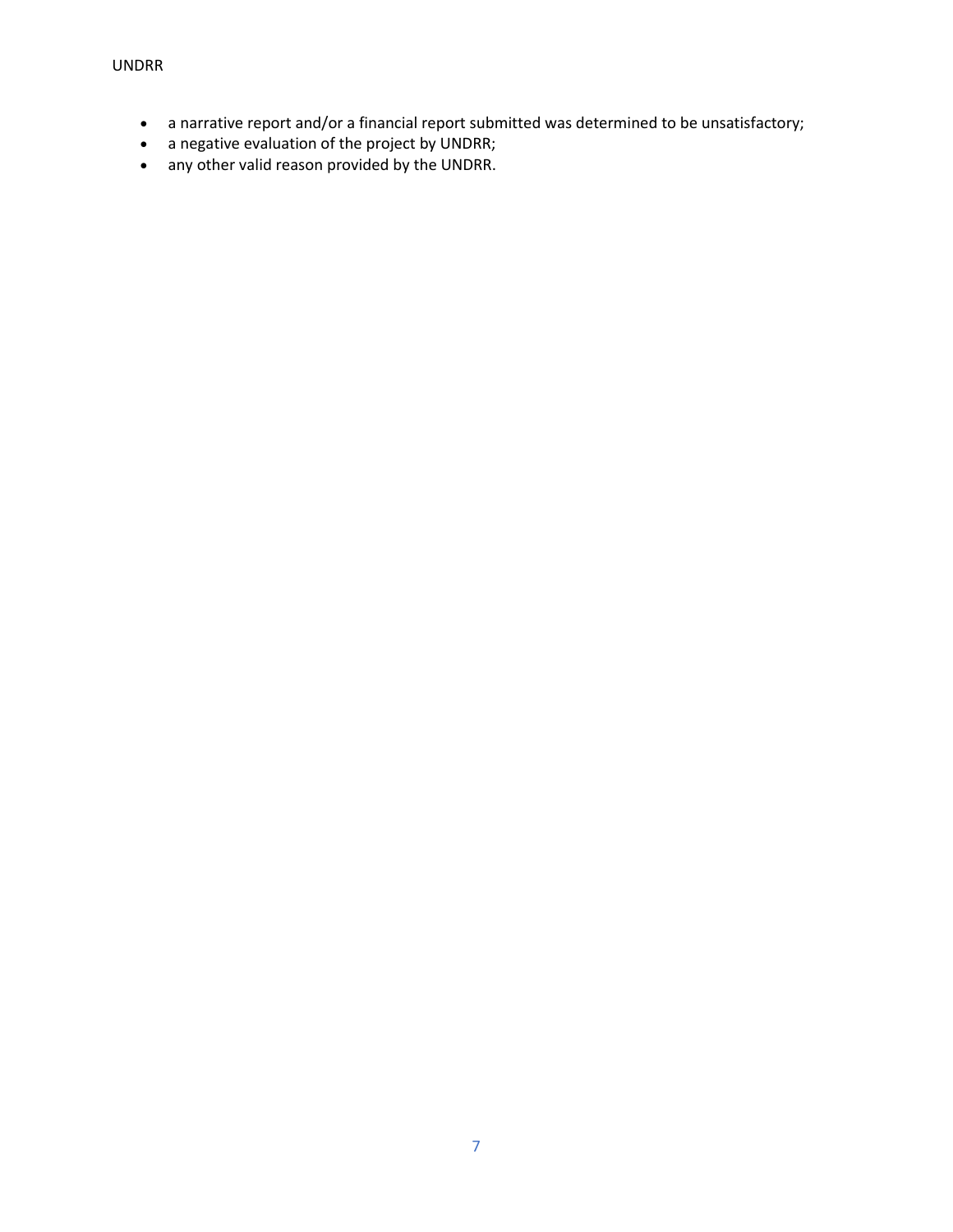- a narrative report and/or a financial report submitted was determined to be unsatisfactory;
- a negative evaluation of the project by UNDRR;
- any other valid reason provided by the UNDRR.